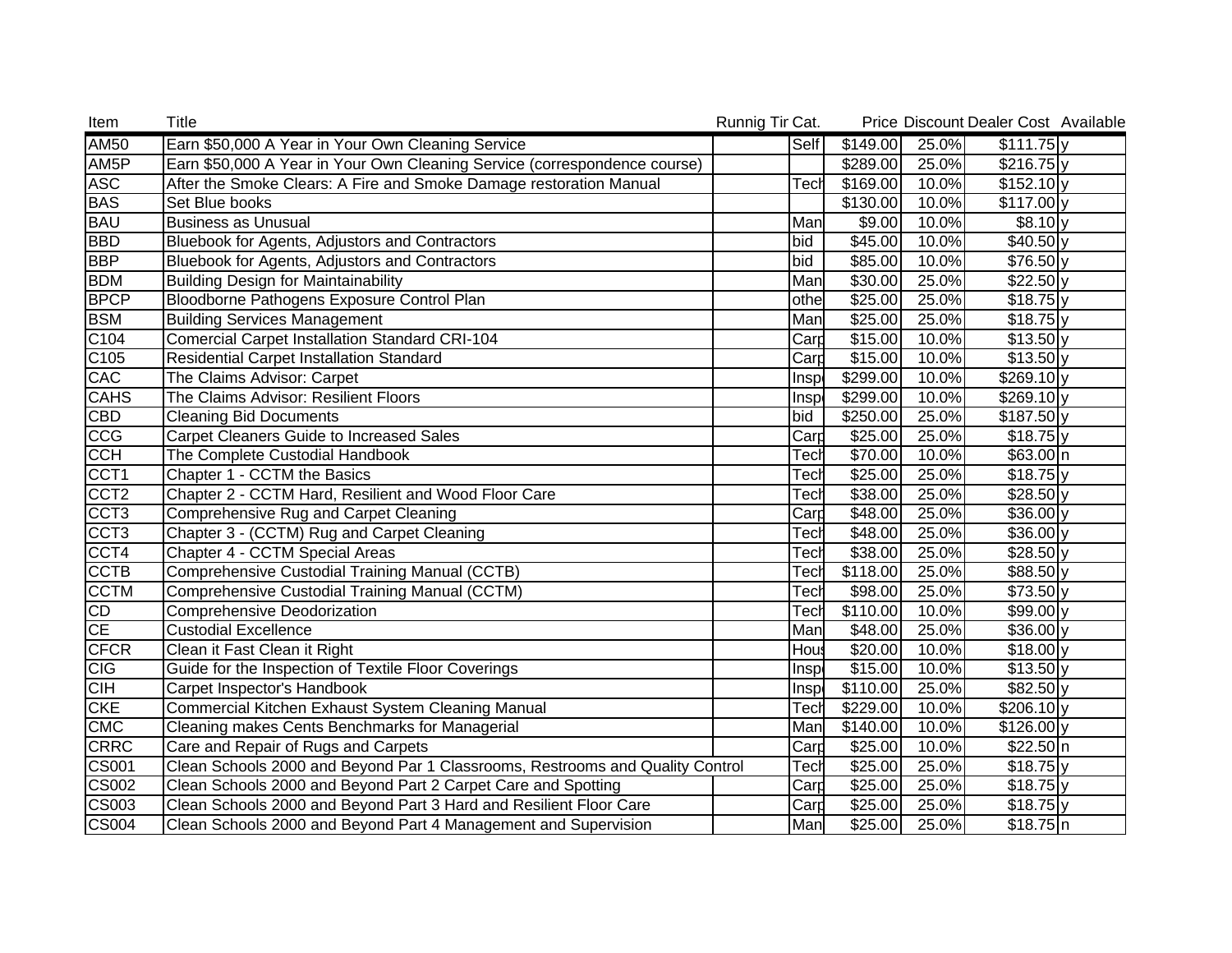| Item | Title | Runnig Tir | Cat. | Price | Discount | Dealer Cost | Available |
|---|---|---|---|---|---|---|---|
| AM50 | Earn $50,000 A Year in Your Own Cleaning Service | | Self | $149.00 | 25.0% | $111.75 | y |
| AM5P | Earn $50,000 A Year in Your Own Cleaning Service (correspondence course) | | | $289.00 | 25.0% | $216.75 | y |
| ASC | After the Smoke Clears: A Fire and Smoke Damage restoration Manual | | Tech | $169.00 | 10.0% | $152.10 | y |
| BAS | Set Blue books | | | $130.00 | 10.0% | $117.00 | y |
| BAU | Business as Unusual | | Man | $9.00 | 10.0% | $8.10 | y |
| BBD | Bluebook for Agents, Adjustors and Contractors | | bid | $45.00 | 10.0% | $40.50 | y |
| BBP | Bluebook for Agents, Adjustors and Contractors | | bid | $85.00 | 10.0% | $76.50 | y |
| BDM | Building Design for Maintainability | | Man | $30.00 | 25.0% | $22.50 | y |
| BPCP | Bloodborne Pathogens Exposure Control Plan | | othe | $25.00 | 25.0% | $18.75 | y |
| BSM | Building Services Management | | Man | $25.00 | 25.0% | $18.75 | y |
| C104 | Comercial Carpet Installation Standard CRI-104 | | Carp | $15.00 | 10.0% | $13.50 | y |
| C105 | Residential Carpet Installation Standard | | Carp | $15.00 | 10.0% | $13.50 | y |
| CAC | The Claims Advisor: Carpet | | Insp | $299.00 | 10.0% | $269.10 | y |
| CAHS | The Claims Advisor: Resilient Floors | | Insp | $299.00 | 10.0% | $269.10 | y |
| CBD | Cleaning Bid Documents | | bid | $250.00 | 25.0% | $187.50 | y |
| CCG | Carpet Cleaners Guide to Increased Sales | | Carp | $25.00 | 25.0% | $18.75 | y |
| CCH | The Complete Custodial Handbook | | Tech | $70.00 | 10.0% | $63.00 | n |
| CCT1 | Chapter 1 - CCTM the Basics | | Tech | $25.00 | 25.0% | $18.75 | y |
| CCT2 | Chapter 2 - CCTM Hard, Resilient and Wood Floor Care | | Tech | $38.00 | 25.0% | $28.50 | y |
| CCT3 | Comprehensive Rug and Carpet Cleaning | | Carp | $48.00 | 25.0% | $36.00 | y |
| CCT3 | Chapter 3 - (CCTM) Rug and Carpet Cleaning | | Tech | $48.00 | 25.0% | $36.00 | y |
| CCT4 | Chapter 4 - CCTM Special Areas | | Tech | $38.00 | 25.0% | $28.50 | y |
| CCTB | Comprehensive Custodial Training Manual (CCTB) | | Tech | $118.00 | 25.0% | $88.50 | y |
| CCTM | Comprehensive Custodial Training Manual (CCTM) | | Tech | $98.00 | 25.0% | $73.50 | y |
| CD | Comprehensive Deodorization | | Tech | $110.00 | 10.0% | $99.00 | y |
| CE | Custodial Excellence | | Man | $48.00 | 25.0% | $36.00 | y |
| CFCR | Clean it Fast Clean it Right | | Hous | $20.00 | 10.0% | $18.00 | y |
| CIG | Guide for the Inspection of Textile Floor Coverings | | Insp | $15.00 | 10.0% | $13.50 | y |
| CIH | Carpet Inspector's Handbook | | Insp | $110.00 | 25.0% | $82.50 | y |
| CKE | Commercial Kitchen Exhaust System Cleaning Manual | | Tech | $229.00 | 10.0% | $206.10 | y |
| CMC | Cleaning makes Cents Benchmarks for Managerial | | Man | $140.00 | 10.0% | $126.00 | y |
| CRRC | Care and Repair of Rugs and Carpets | | Carp | $25.00 | 10.0% | $22.50 | n |
| CS001 | Clean Schools 2000 and Beyond Par 1 Classrooms, Restrooms and Quality Control | | Tech | $25.00 | 25.0% | $18.75 | y |
| CS002 | Clean Schools 2000 and Beyond Part 2 Carpet Care and Spotting | | Carp | $25.00 | 25.0% | $18.75 | y |
| CS003 | Clean Schools 2000 and Beyond Part 3 Hard and Resilient Floor Care | | Carp | $25.00 | 25.0% | $18.75 | y |
| CS004 | Clean Schools 2000 and Beyond Part 4 Management and Supervision | | Man | $25.00 | 25.0% | $18.75 | n |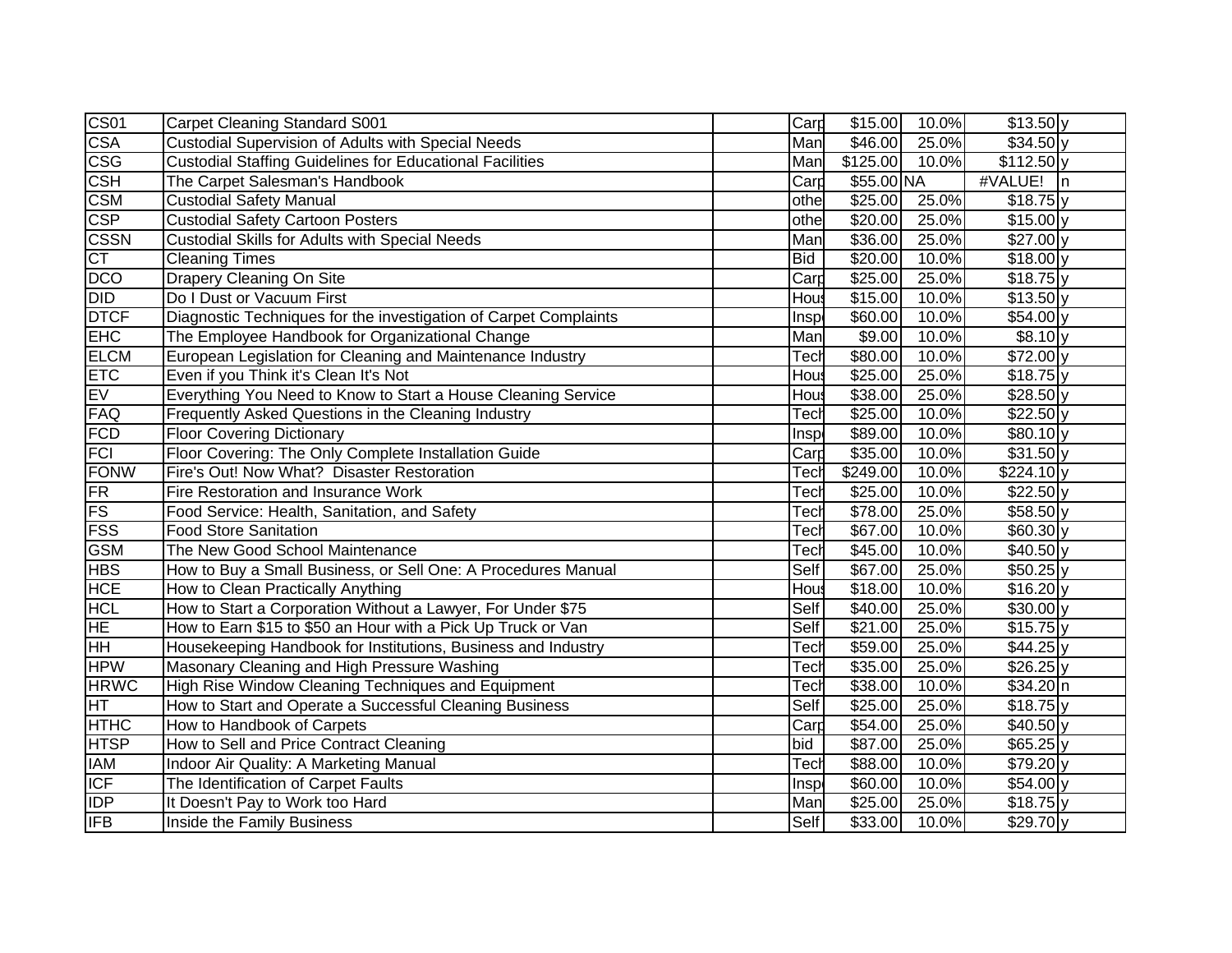| | | | | | | | |
|---|---|---|---|---|---|---|---|
| CS01 | Carpet Cleaning Standard S001 | | Carp | $15.00 | 10.0% | $13.50 | y |
| CSA | Custodial Supervision of Adults with Special Needs | | Man | $46.00 | 25.0% | $34.50 | y |
| CSG | Custodial Staffing Guidelines for Educational Facilities | | Man | $125.00 | 10.0% | $112.50 | y |
| CSH | The Carpet Salesman's Handbook | | Carp | $55.00 | NA | #VALUE! | n |
| CSM | Custodial Safety Manual | | othe | $25.00 | 25.0% | $18.75 | y |
| CSP | Custodial Safety Cartoon Posters | | othe | $20.00 | 25.0% | $15.00 | y |
| CSSN | Custodial Skills for Adults with Special Needs | | Man | $36.00 | 25.0% | $27.00 | y |
| CT | Cleaning Times | | Bid | $20.00 | 10.0% | $18.00 | y |
| DCO | Drapery Cleaning On Site | | Carp | $25.00 | 25.0% | $18.75 | y |
| DID | Do I Dust or Vacuum First | | Hous | $15.00 | 10.0% | $13.50 | y |
| DTCF | Diagnostic Techniques for the investigation of Carpet Complaints | | Insp | $60.00 | 10.0% | $54.00 | y |
| EHC | The Employee Handbook for Organizational Change | | Man | $9.00 | 10.0% | $8.10 | y |
| ELCM | European Legislation for Cleaning and Maintenance Industry | | Tech | $80.00 | 10.0% | $72.00 | y |
| ETC | Even if you Think it's Clean It's Not | | Hous | $25.00 | 25.0% | $18.75 | y |
| EV | Everything You Need to Know to Start a House Cleaning Service | | Hous | $38.00 | 25.0% | $28.50 | y |
| FAQ | Frequently Asked Questions in the Cleaning Industry | | Tech | $25.00 | 10.0% | $22.50 | y |
| FCD | Floor Covering Dictionary | | Insp | $89.00 | 10.0% | $80.10 | y |
| FCI | Floor Covering: The Only Complete Installation Guide | | Carp | $35.00 | 10.0% | $31.50 | y |
| FONW | Fire's Out! Now What? Disaster Restoration | | Tech | $249.00 | 10.0% | $224.10 | y |
| FR | Fire Restoration and Insurance Work | | Tech | $25.00 | 10.0% | $22.50 | y |
| FS | Food Service: Health, Sanitation, and Safety | | Tech | $78.00 | 25.0% | $58.50 | y |
| FSS | Food Store Sanitation | | Tech | $67.00 | 10.0% | $60.30 | y |
| GSM | The New Good School Maintenance | | Tech | $45.00 | 10.0% | $40.50 | y |
| HBS | How to Buy a Small Business, or Sell One: A Procedures Manual | | Self | $67.00 | 25.0% | $50.25 | y |
| HCE | How to Clean Practically Anything | | Hous | $18.00 | 10.0% | $16.20 | y |
| HCL | How to Start a Corporation Without a Lawyer, For Under $75 | | Self | $40.00 | 25.0% | $30.00 | y |
| HE | How to Earn $15 to $50 an Hour with a Pick Up Truck or Van | | Self | $21.00 | 25.0% | $15.75 | y |
| HH | Housekeeping Handbook for Institutions, Business and Industry | | Tech | $59.00 | 25.0% | $44.25 | y |
| HPW | Masonary Cleaning and High Pressure Washing | | Tech | $35.00 | 25.0% | $26.25 | y |
| HRWC | High Rise Window Cleaning Techniques and Equipment | | Tech | $38.00 | 10.0% | $34.20 | n |
| HT | How to Start and Operate a Successful Cleaning Business | | Self | $25.00 | 25.0% | $18.75 | y |
| HTHC | How to Handbook of Carpets | | Carp | $54.00 | 25.0% | $40.50 | y |
| HTSP | How to Sell and Price Contract Cleaning | | bid | $87.00 | 25.0% | $65.25 | y |
| IAM | Indoor Air Quality: A Marketing Manual | | Tech | $88.00 | 10.0% | $79.20 | y |
| ICF | The Identification of Carpet Faults | | Insp | $60.00 | 10.0% | $54.00 | y |
| IDP | It Doesn't Pay to Work too Hard | | Man | $25.00 | 25.0% | $18.75 | y |
| IFB | Inside the Family Business | | Self | $33.00 | 10.0% | $29.70 | y |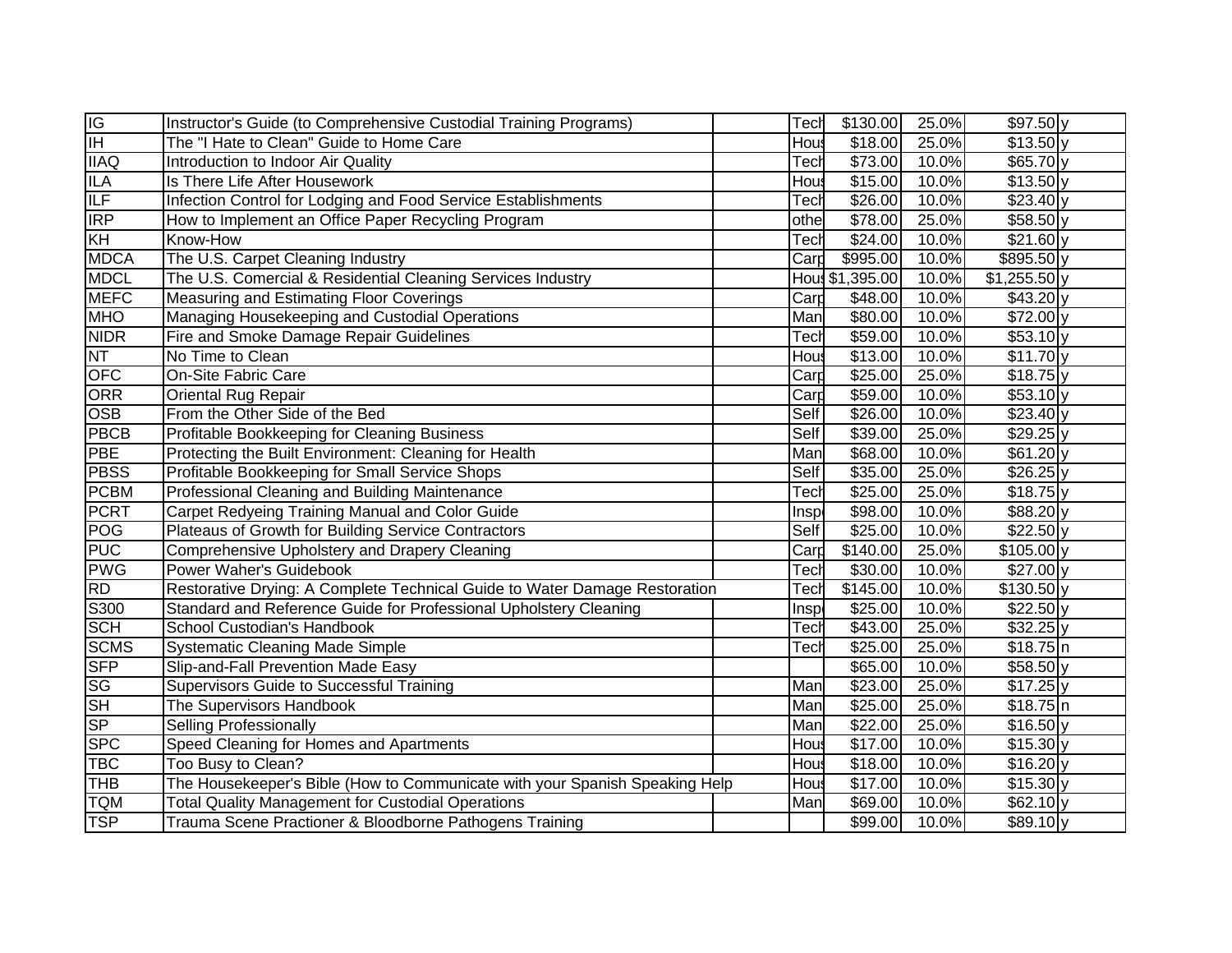| | | | | | | | |
|---|---|---|---|---|---|---|---|
| IG | Instructor's Guide (to Comprehensive Custodial Training Programs) | | Tech | $130.00 | 25.0% | $97.50 | y |
| IH | The "I Hate to Clean" Guide to Home Care | | Hous | $18.00 | 25.0% | $13.50 | y |
| IIAQ | Introduction to Indoor Air Quality | | Tech | $73.00 | 10.0% | $65.70 | y |
| ILA | Is There Life After Housework | | Hous | $15.00 | 10.0% | $13.50 | y |
| ILF | Infection Control for Lodging and Food Service Establishments | | Tech | $26.00 | 10.0% | $23.40 | y |
| IRP | How to Implement an Office Paper Recycling Program | | othe | $78.00 | 25.0% | $58.50 | y |
| KH | Know-How | | Tech | $24.00 | 10.0% | $21.60 | y |
| MDCA | The U.S. Carpet Cleaning Industry | | Carp | $995.00 | 10.0% | $895.50 | y |
| MDCL | The U.S. Comercial & Residential Cleaning Services Industry | | Hous | $1,395.00 | 10.0% | $1,255.50 | y |
| MEFC | Measuring and Estimating Floor Coverings | | Carp | $48.00 | 10.0% | $43.20 | y |
| MHO | Managing Housekeeping and Custodial Operations | | Man | $80.00 | 10.0% | $72.00 | y |
| NIDR | Fire and Smoke Damage Repair Guidelines | | Tech | $59.00 | 10.0% | $53.10 | y |
| NT | No Time to Clean | | Hous | $13.00 | 10.0% | $11.70 | y |
| OFC | On-Site Fabric Care | | Carp | $25.00 | 25.0% | $18.75 | y |
| ORR | Oriental Rug Repair | | Carp | $59.00 | 10.0% | $53.10 | y |
| OSB | From the Other Side of the Bed | | Self | $26.00 | 10.0% | $23.40 | y |
| PBCB | Profitable Bookkeeping for Cleaning Business | | Self | $39.00 | 25.0% | $29.25 | y |
| PBE | Protecting the Built Environment: Cleaning for Health | | Man | $68.00 | 10.0% | $61.20 | y |
| PBSS | Profitable Bookkeeping for Small Service Shops | | Self | $35.00 | 25.0% | $26.25 | y |
| PCBM | Professional Cleaning and Building Maintenance | | Tech | $25.00 | 25.0% | $18.75 | y |
| PCRT | Carpet Redyeing Training Manual and Color Guide | | Insp | $98.00 | 10.0% | $88.20 | y |
| POG | Plateaus of Growth for Building Service Contractors | | Self | $25.00 | 10.0% | $22.50 | y |
| PUC | Comprehensive Upholstery and Drapery Cleaning | | Carp | $140.00 | 25.0% | $105.00 | y |
| PWG | Power Waher's Guidebook | | Tech | $30.00 | 10.0% | $27.00 | y |
| RD | Restorative Drying: A Complete Technical Guide to Water Damage Restoration | | Tech | $145.00 | 10.0% | $130.50 | y |
| S300 | Standard and Reference Guide for Professional Upholstery Cleaning | | Insp | $25.00 | 10.0% | $22.50 | y |
| SCH | School Custodian's Handbook | | Tech | $43.00 | 25.0% | $32.25 | y |
| SCMS | Systematic Cleaning Made Simple | | Tech | $25.00 | 25.0% | $18.75 | n |
| SFP | Slip-and-Fall Prevention Made Easy | | | $65.00 | 10.0% | $58.50 | y |
| SG | Supervisors Guide to Successful Training | | Man | $23.00 | 25.0% | $17.25 | y |
| SH | The Supervisors Handbook | | Man | $25.00 | 25.0% | $18.75 | n |
| SP | Selling Professionally | | Man | $22.00 | 25.0% | $16.50 | y |
| SPC | Speed Cleaning for Homes and Apartments | | Hous | $17.00 | 10.0% | $15.30 | y |
| TBC | Too Busy to Clean? | | Hous | $18.00 | 10.0% | $16.20 | y |
| THB | The Housekeeper's Bible (How to Communicate with your Spanish Speaking Help | | Hous | $17.00 | 10.0% | $15.30 | y |
| TQM | Total Quality Management for Custodial Operations | | Man | $69.00 | 10.0% | $62.10 | y |
| TSP | Trauma Scene Practioner & Bloodborne Pathogens Training | | | $99.00 | 10.0% | $89.10 | y |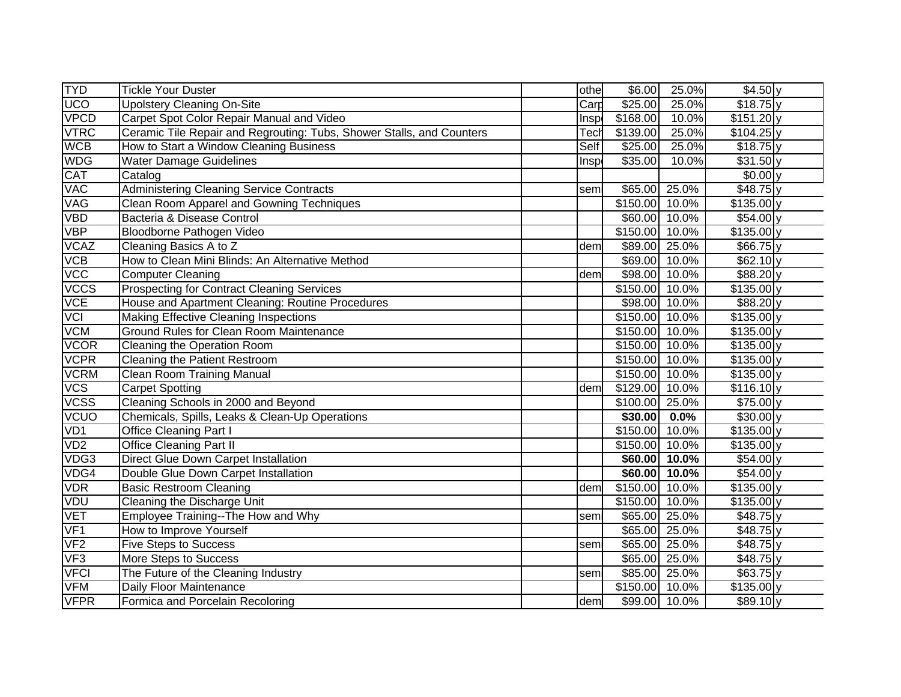| | | | | | | | | |
|---|---|---|---|---|---|---|---|---|
| TYD | Tickle Your Duster | | othe | $6.00 | 25.0% | $4.50 | y | |
| UCO | Upolstery Cleaning On-Site | | Carp | $25.00 | 25.0% | $18.75 | y | |
| VPCD | Carpet Spot Color Repair Manual and Video | | Insp | $168.00 | 10.0% | $151.20 | y | |
| VTRC | Ceramic Tile Repair and Regrouting: Tubs, Shower Stalls, and Counters | | Tech | $139.00 | 25.0% | $104.25 | y | |
| WCB | How to Start a Window Cleaning Business | | Self | $25.00 | 25.0% | $18.75 | y | |
| WDG | Water Damage Guidelines | | Insp | $35.00 | 10.0% | $31.50 | y | |
| CAT | Catalog | | | | | $0.00 | y | |
| VAC | Administering Cleaning Service Contracts | | sem | $65.00 | 25.0% | $48.75 | y | |
| VAG | Clean Room Apparel and Gowning Techniques | | | $150.00 | 10.0% | $135.00 | y | |
| VBD | Bacteria & Disease Control | | | $60.00 | 10.0% | $54.00 | y | |
| VBP | Bloodborne Pathogen Video | | | $150.00 | 10.0% | $135.00 | y | |
| VCAZ | Cleaning Basics A to Z | | dem | $89.00 | 25.0% | $66.75 | y | |
| VCB | How to Clean Mini Blinds: An Alternative Method | | | $69.00 | 10.0% | $62.10 | y | |
| VCC | Computer Cleaning | | dem | $98.00 | 10.0% | $88.20 | y | |
| VCCS | Prospecting for Contract Cleaning Services | | | $150.00 | 10.0% | $135.00 | y | |
| VCE | House and Apartment Cleaning: Routine Procedures | | | $98.00 | 10.0% | $88.20 | y | |
| VCI | Making Effective Cleaning Inspections | | | $150.00 | 10.0% | $135.00 | y | |
| VCM | Ground Rules for Clean Room Maintenance | | | $150.00 | 10.0% | $135.00 | y | |
| VCOR | Cleaning the Operation Room | | | $150.00 | 10.0% | $135.00 | y | |
| VCPR | Cleaning the Patient Restroom | | | $150.00 | 10.0% | $135.00 | y | |
| VCRM | Clean Room Training Manual | | | $150.00 | 10.0% | $135.00 | y | |
| VCS | Carpet Spotting | | dem | $129.00 | 10.0% | $116.10 | y | |
| VCSS | Cleaning Schools in 2000 and Beyond | | | $100.00 | 25.0% | $75.00 | y | |
| VCUO | Chemicals, Spills, Leaks & Clean-Up Operations | | | **$30.00** | **0.0%** | $30.00 | y | |
| VD1 | Office Cleaning Part I | | | $150.00 | 10.0% | $135.00 | y | |
| VD2 | Office Cleaning Part II | | | $150.00 | 10.0% | $135.00 | y | |
| VDG3 | Direct Glue Down Carpet Installation | | | **$60.00** | **10.0%** | $54.00 | y | |
| VDG4 | Double Glue Down Carpet Installation | | | **$60.00** | **10.0%** | $54.00 | y | |
| VDR | Basic Restroom Cleaning | | dem | $150.00 | 10.0% | $135.00 | y | |
| VDU | Cleaning the Discharge Unit | | | $150.00 | 10.0% | $135.00 | y | |
| VET | Employee Training--The How and Why | | sem | $65.00 | 25.0% | $48.75 | y | |
| VF1 | How to Improve Yourself | | | $65.00 | 25.0% | $48.75 | y | |
| VF2 | Five Steps to Success | | sem | $65.00 | 25.0% | $48.75 | y | |
| VF3 | More Steps to Success | | | $65.00 | 25.0% | $48.75 | y | |
| VFCI | The Future of the Cleaning Industry | | sem | $85.00 | 25.0% | $63.75 | y | |
| VFM | Daily Floor Maintenance | | | $150.00 | 10.0% | $135.00 | y | |
| VFPR | Formica and Porcelain Recoloring | | dem | $99.00 | 10.0% | $89.10 | y | |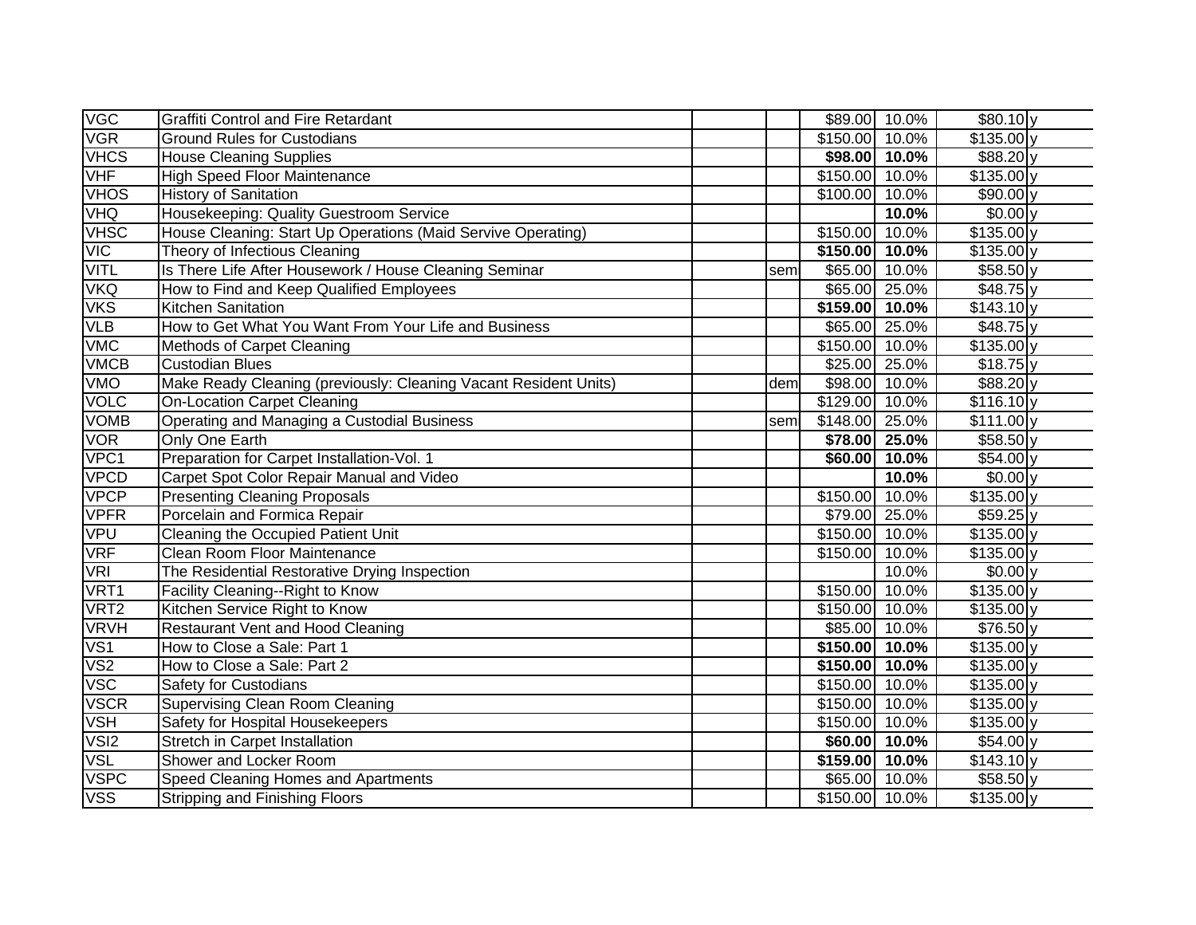| | | | | | | | |
|---|---|---|---|---|---|---|---|
| VGC | Graffiti Control and Fire Retardant | | | $89.00 | 10.0% | $80.10 | y |
| VGR | Ground Rules for Custodians | | | $150.00 | 10.0% | $135.00 | y |
| VHCS | House Cleaning Supplies | | | **$98.00** | **10.0%** | $88.20 | y |
| VHF | High Speed Floor Maintenance | | | $150.00 | 10.0% | $135.00 | y |
| VHOS | History of Sanitation | | | $100.00 | 10.0% | $90.00 | y |
| VHQ | Housekeeping: Quality Guestroom Service | | | | **10.0%** | $0.00 | y |
| VHSC | House Cleaning: Start Up Operations (Maid Servive Operating) | | | $150.00 | 10.0% | $135.00 | y |
| VIC | Theory of Infectious Cleaning | | | **$150.00** | **10.0%** | $135.00 | y |
| VITL | Is There Life After Housework / House Cleaning Seminar | | sem | $65.00 | 10.0% | $58.50 | y |
| VKQ | How to Find and Keep Qualified Employees | | | $65.00 | 25.0% | $48.75 | y |
| VKS | Kitchen Sanitation | | | **$159.00** | **10.0%** | $143.10 | y |
| VLB | How to Get What You Want From Your Life and Business | | | $65.00 | 25.0% | $48.75 | y |
| VMC | Methods of Carpet Cleaning | | | $150.00 | 10.0% | $135.00 | y |
| VMCB | Custodian Blues | | | $25.00 | 25.0% | $18.75 | y |
| VMO | Make Ready Cleaning (previously: Cleaning Vacant Resident Units) | | dem | $98.00 | 10.0% | $88.20 | y |
| VOLC | On-Location Carpet Cleaning | | | $129.00 | 10.0% | $116.10 | y |
| VOMB | Operating and Managing a Custodial Business | | sem | $148.00 | 25.0% | $111.00 | y |
| VOR | Only One Earth | | | **$78.00** | **25.0%** | $58.50 | y |
| VPC1 | Preparation for Carpet Installation-Vol. 1 | | | **$60.00** | **10.0%** | $54.00 | y |
| VPCD | Carpet Spot Color Repair Manual and Video | | | | **10.0%** | $0.00 | y |
| VPCP | Presenting Cleaning Proposals | | | $150.00 | 10.0% | $135.00 | y |
| VPFR | Porcelain and Formica Repair | | | $79.00 | 25.0% | $59.25 | y |
| VPU | Cleaning the Occupied Patient Unit | | | $150.00 | 10.0% | $135.00 | y |
| VRF | Clean Room Floor Maintenance | | | $150.00 | 10.0% | $135.00 | y |
| VRI | The Residential Restorative Drying Inspection | | | | 10.0% | $0.00 | y |
| VRT1 | Facility Cleaning--Right to Know | | | $150.00 | 10.0% | $135.00 | y |
| VRT2 | Kitchen Service Right to Know | | | $150.00 | 10.0% | $135.00 | y |
| VRVH | Restaurant Vent and Hood Cleaning | | | $85.00 | 10.0% | $76.50 | y |
| VS1 | How to Close a Sale: Part 1 | | | **$150.00** | **10.0%** | $135.00 | y |
| VS2 | How to Close a Sale: Part 2 | | | **$150.00** | **10.0%** | $135.00 | y |
| VSC | Safety for Custodians | | | $150.00 | 10.0% | $135.00 | y |
| VSCR | Supervising Clean Room Cleaning | | | $150.00 | 10.0% | $135.00 | y |
| VSH | Safety for Hospital Housekeepers | | | $150.00 | 10.0% | $135.00 | y |
| VSI2 | Stretch in Carpet Installation | | | **$60.00** | **10.0%** | $54.00 | y |
| VSL | Shower and Locker Room | | | **$159.00** | **10.0%** | $143.10 | y |
| VSPC | Speed Cleaning Homes and Apartments | | | $65.00 | 10.0% | $58.50 | y |
| VSS | Stripping and Finishing Floors | | | $150.00 | 10.0% | $135.00 | y |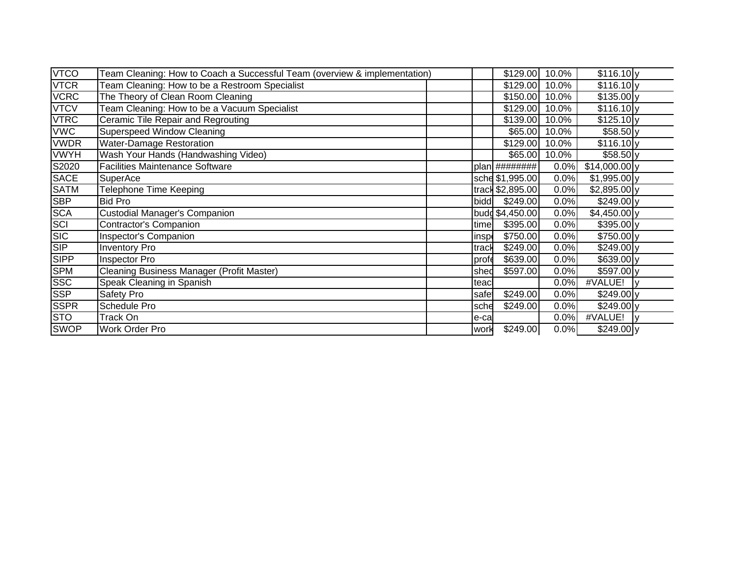| | | | | | | | |
|---|---|---|---|---|---|---|---|
| VTCO | Team Cleaning: How to Coach a Successful Team (overview & implementation) | | | $129.00 | 10.0% | $116.10 | y |
| VTCR | Team Cleaning: How to be a Restroom Specialist | | | $129.00 | 10.0% | $116.10 | y |
| VCRC | The Theory of Clean Room Cleaning | | | $150.00 | 10.0% | $135.00 | y |
| VTCV | Team Cleaning: How to be a Vacuum Specialist | | | $129.00 | 10.0% | $116.10 | y |
| VTRC | Ceramic Tile Repair and Regrouting | | | $139.00 | 10.0% | $125.10 | y |
| VWC | Superspeed Window Cleaning | | | $65.00 | 10.0% | $58.50 | y |
| VWDR | Water-Damage Restoration | | | $129.00 | 10.0% | $116.10 | y |
| VWYH | Wash Your Hands (Handwashing Video) | | | $65.00 | 10.0% | $58.50 | y |
| S2020 | Facilities Maintenance Software | | plan | ######## | 0.0% | $14,000.00 | y |
| SACE | SuperAce | | sche | $1,995.00 | 0.0% | $1,995.00 | y |
| SATM | Telephone Time Keeping | | track | $2,895.00 | 0.0% | $2,895.00 | y |
| SBP | Bid Pro | | bidd | $249.00 | 0.0% | $249.00 | y |
| SCA | Custodial Manager's Companion | | budg | $4,450.00 | 0.0% | $4,450.00 | y |
| SCI | Contractor's Companion | | time | $395.00 | 0.0% | $395.00 | y |
| SIC | Inspector's Companion | | insp | $750.00 | 0.0% | $750.00 | y |
| SIP | Inventory Pro | | track | $249.00 | 0.0% | $249.00 | y |
| SIPP | Inspector Pro | | profe | $639.00 | 0.0% | $639.00 | y |
| SPM | Cleaning Business Manager (Profit Master) | | shed | $597.00 | 0.0% | $597.00 | y |
| SSC | Speak Cleaning in Spanish | | teac | | 0.0% | #VALUE! | y |
| SSP | Safety Pro | | safe | $249.00 | 0.0% | $249.00 | y |
| SSPR | Schedule Pro | | sche | $249.00 | 0.0% | $249.00 | y |
| STO | Track On | | e-ca | | 0.0% | #VALUE! | y |
| SWOP | Work Order Pro | | work | $249.00 | 0.0% | $249.00 | y |